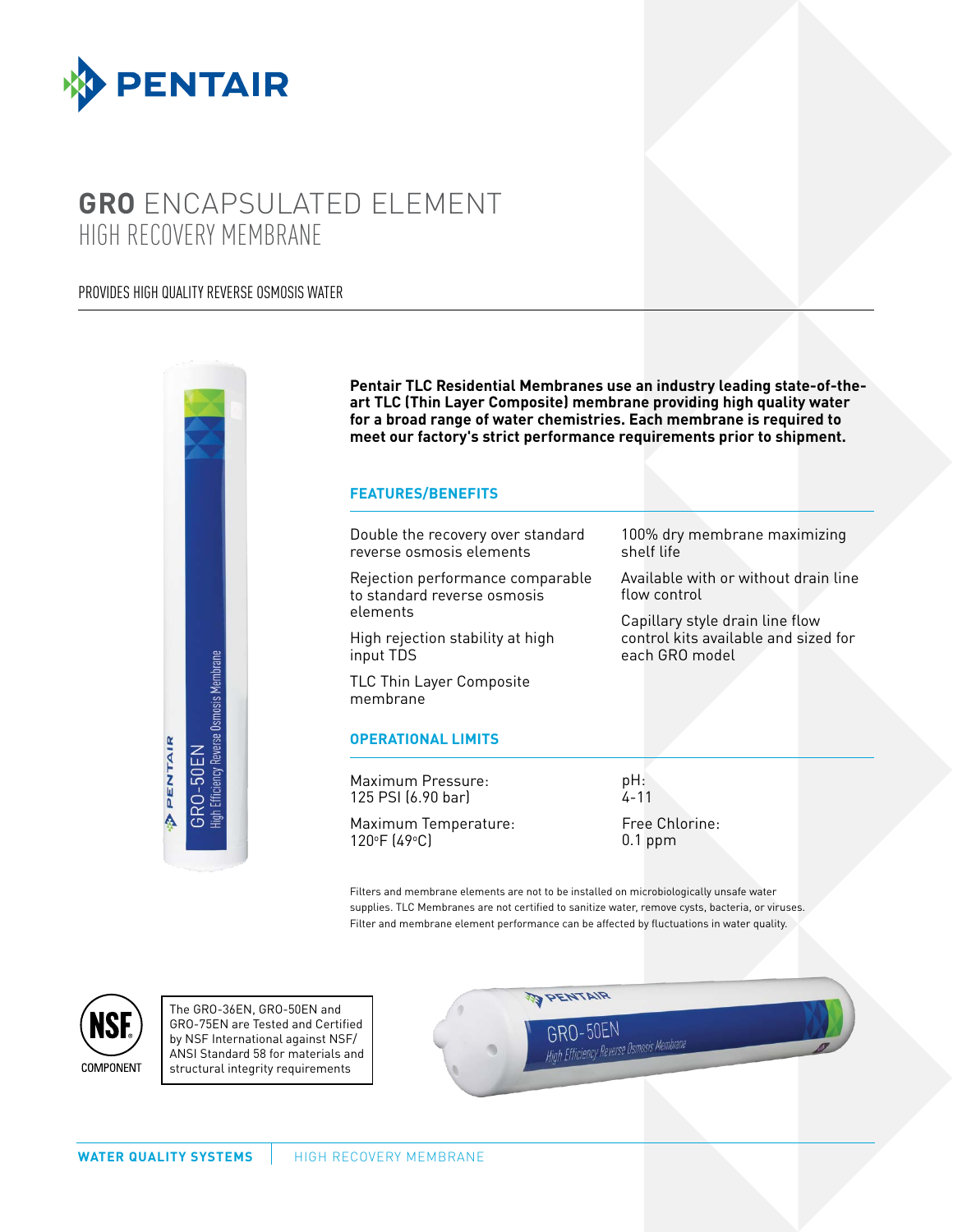# **GRO** ENCAPSULATED ELEMENT
## HIGH RECOVERY MEMBRANE

PROVIDES HIGH QUALITY REVERSE OSMOSIS WATER

**Pentair TLC Residential Membranes use an industry leading state-of-the-art TLC (Thin Layer Composite) membrane providing high quality water for a broad range of water chemistries. Each membrane is required to meet our factory's strict performance requirements prior to shipment.**

### FEATURES/BENEFITS

- Double the recovery over standard reverse osmosis elements
- Rejection performance comparable to standard reverse osmosis elements
- High rejection stability at high input TDS
- TLC Thin Layer Composite membrane
- 100% dry membrane maximizing shelf life
- Available with or without drain line flow control
- Capillary style drain line flow control kits available and sized for each GRO model

### OPERATIONAL LIMITS

Maximum Pressure:
125 PSI (6.90 bar)

Maximum Temperature:
120°F (49°C)

pH:
4-11

Free Chlorine:
0.1 ppm

Filters and membrane elements are not to be installed on microbiologically unsafe water supplies. TLC Membranes are not certified to sanitize water, remove cysts, bacteria, or viruses. Filter and membrane element performance can be affected by fluctuations in water quality.

NSF COMPONENT

The GRO-36EN, GRO-50EN and GRO-75EN are Tested and Certified by NSF International against NSF/ANSI Standard 58 for materials and structural integrity requirements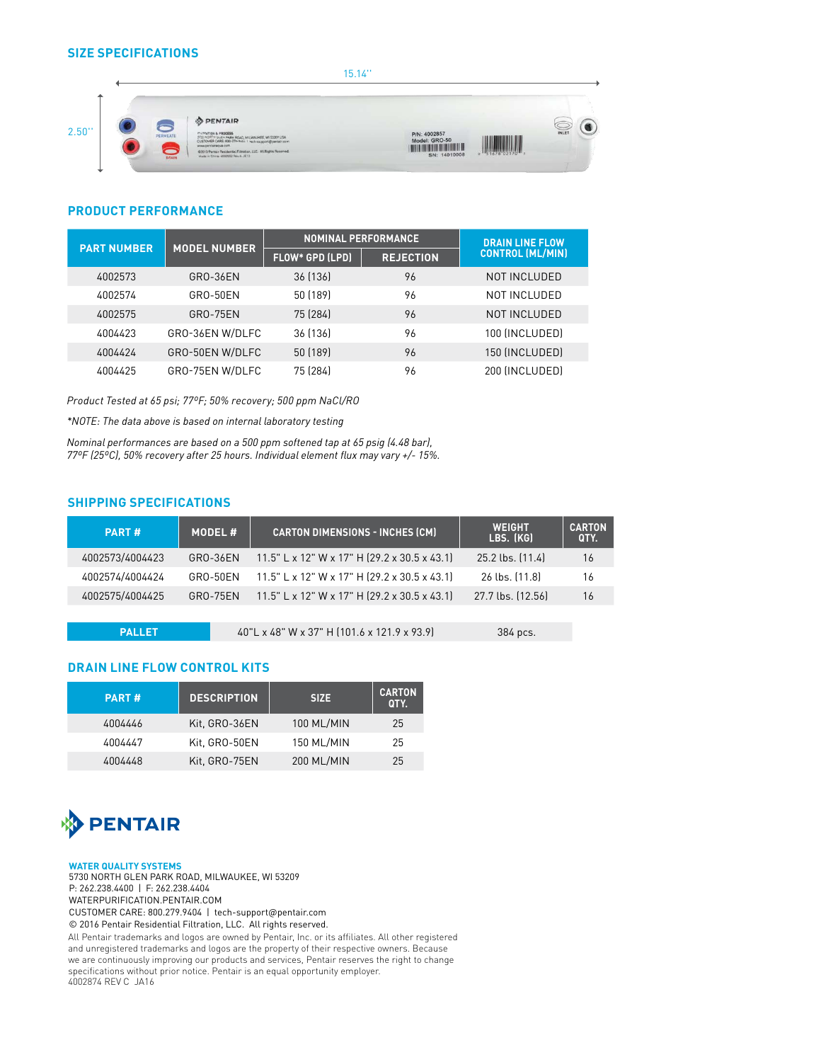## SIZE SPECIFICATIONS

15.14''

2.50''

## PRODUCT PERFORMANCE

| PART NUMBER | MODEL NUMBER | NOMINAL PERFORMANCE | | DRAIN LINE FLOW CONTROL (ML/MIN) |
|---|---|---|---|---|
| | | FLOW* GPD (LPD) | REJECTION | |
| 4002573 | GRO-36EN | 36 (136) | 96 | NOT INCLUDED |
| 4002574 | GRO-50EN | 50 (189) | 96 | NOT INCLUDED |
| 4002575 | GRO-75EN | 75 (284) | 96 | NOT INCLUDED |
| 4004423 | GRO-36EN W/DLFC | 36 (136) | 96 | 100 (INCLUDED) |
| 4004424 | GRO-50EN W/DLFC | 50 (189) | 96 | 150 (INCLUDED) |
| 4004425 | GRO-75EN W/DLFC | 75 (284) | 96 | 200 (INCLUDED) |

*Product Tested at 65 psi; 77ºF; 50% recovery; 500 ppm NaCl/RO*

*\*NOTE: The data above is based on internal laboratory testing*

*Nominal performances are based on a 500 ppm softened tap at 65 psig (4.48 bar), 77ºF (25ºC), 50% recovery after 25 hours. Individual element flux may vary +/- 15%.*

## SHIPPING SPECIFICATIONS

| PART # | MODEL # | CARTON DIMENSIONS - INCHES (CM) | WEIGHT LBS. (KG) | CARTON QTY. |
|---|---|---|---|---|
| 4002573/4004423 | GRO-36EN | 11.5" L x 12" W x 17" H (29.2 x 30.5 x 43.1) | 25.2 lbs. (11.4) | 16 |
| 4002574/4004424 | GRO-50EN | 11.5" L x 12" W x 17" H (29.2 x 30.5 x 43.1) | 26 lbs. (11.8) | 16 |
| 4002575/4004425 | GRO-75EN | 11.5" L x 12" W x 17" H (29.2 x 30.5 x 43.1) | 27.7 lbs. (12.56) | 16 |

| PALLET | 40"L x 48" W x 37" H (101.6 x 121.9 x 93.9) | 384 pcs. |
|---|---|---|

## DRAIN LINE FLOW CONTROL KITS

| PART # | DESCRIPTION | SIZE | CARTON QTY. |
|---|---|---|---|
| 4004446 | Kit, GRO-36EN | 100 ML/MIN | 25 |
| 4004447 | Kit, GRO-50EN | 150 ML/MIN | 25 |
| 4004448 | Kit, GRO-75EN | 200 ML/MIN | 25 |

PENTAIR

**WATER QUALITY SYSTEMS**
5730 NORTH GLEN PARK ROAD, MILWAUKEE, WI 53209
P: 262.238.4400 | F: 262.238.4404
WATERPURIFICATION.PENTAIR.COM
CUSTOMER CARE: 800.279.9404 | tech-support@pentair.com
© 2016 Pentair Residential Filtration, LLC. All rights reserved.

All Pentair trademarks and logos are owned by Pentair, Inc. or its affiliates. All other registered and unregistered trademarks and logos are the property of their respective owners. Because we are continuously improving our products and services, Pentair reserves the right to change specifications without prior notice. Pentair is an equal opportunity employer.
4002874 REV C JA16